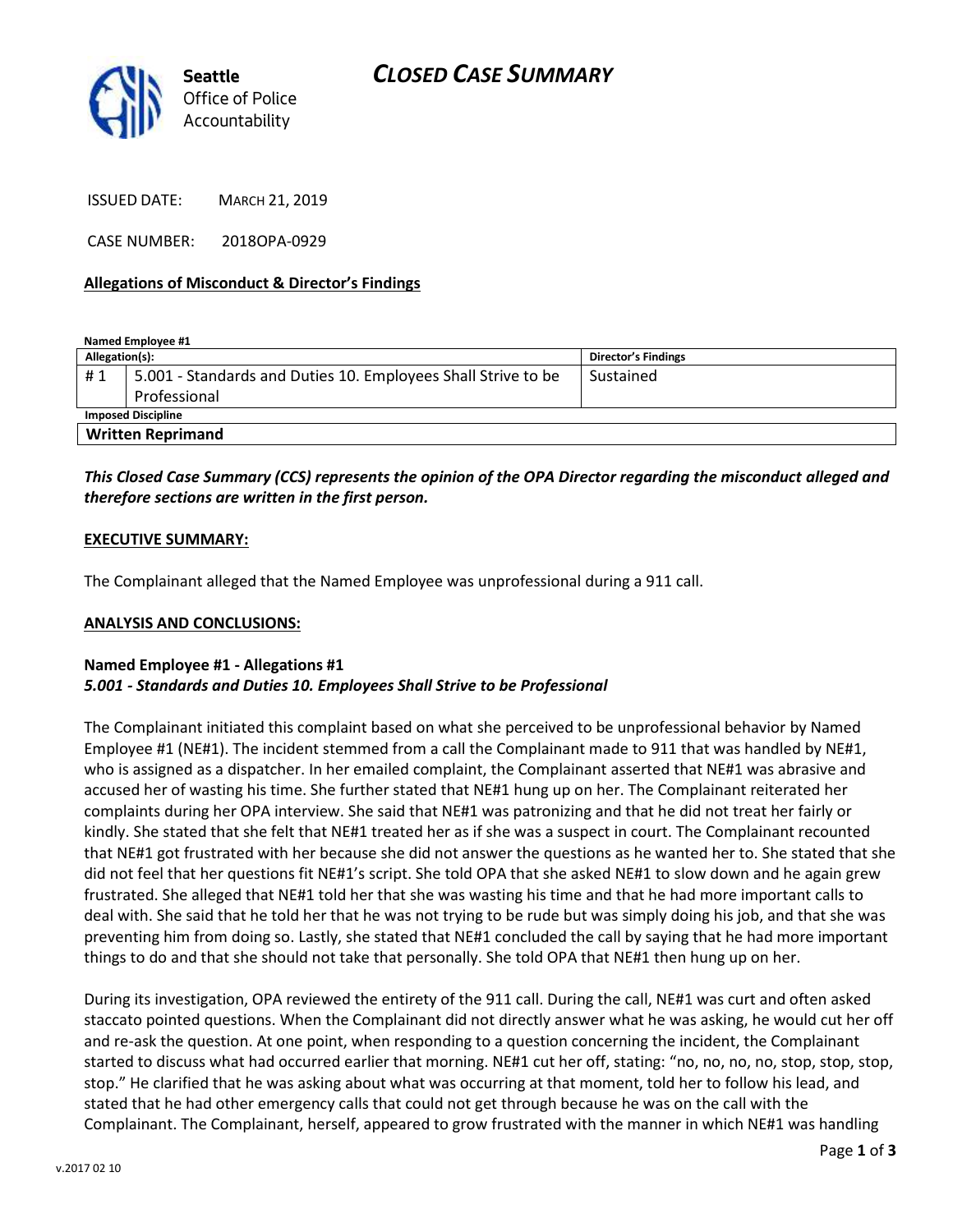**Seattle**
Office of Police
Accountability

# CLOSED CASE SUMMARY

ISSUED DATE: MARCH 21, 2019

CASE NUMBER: 2018OPA-0929

**Allegations of Misconduct & Director's Findings**

**Named Employee #1**

| Allegation(s): | | Director's Findings |
|---|---|---|
| # 1 | 5.001 - Standards and Duties 10. Employees Shall Strive to be Professional | Sustained |
| **Imposed Discipline** | | |
| **Written Reprimand** | | |

***This Closed Case Summary (CCS) represents the opinion of the OPA Director regarding the misconduct alleged and therefore sections are written in the first person.***

**EXECUTIVE SUMMARY:**

The Complainant alleged that the Named Employee was unprofessional during a 911 call.

**ANALYSIS AND CONCLUSIONS:**

**Named Employee #1 - Allegations #1**
***5.001 - Standards and Duties 10. Employees Shall Strive to be Professional***

The Complainant initiated this complaint based on what she perceived to be unprofessional behavior by Named Employee #1 (NE#1). The incident stemmed from a call the Complainant made to 911 that was handled by NE#1, who is assigned as a dispatcher. In her emailed complaint, the Complainant asserted that NE#1 was abrasive and accused her of wasting his time. She further stated that NE#1 hung up on her. The Complainant reiterated her complaints during her OPA interview. She said that NE#1 was patronizing and that he did not treat her fairly or kindly. She stated that she felt that NE#1 treated her as if she was a suspect in court. The Complainant recounted that NE#1 got frustrated with her because she did not answer the questions as he wanted her to. She stated that she did not feel that her questions fit NE#1's script. She told OPA that she asked NE#1 to slow down and he again grew frustrated. She alleged that NE#1 told her that she was wasting his time and that he had more important calls to deal with. She said that he told her that he was not trying to be rude but was simply doing his job, and that she was preventing him from doing so. Lastly, she stated that NE#1 concluded the call by saying that he had more important things to do and that she should not take that personally. She told OPA that NE#1 then hung up on her.

During its investigation, OPA reviewed the entirety of the 911 call. During the call, NE#1 was curt and often asked staccato pointed questions. When the Complainant did not directly answer what he was asking, he would cut her off and re-ask the question. At one point, when responding to a question concerning the incident, the Complainant started to discuss what had occurred earlier that morning. NE#1 cut her off, stating: "no, no, no, no, stop, stop, stop, stop." He clarified that he was asking about what was occurring at that moment, told her to follow his lead, and stated that he had other emergency calls that could not get through because he was on the call with the Complainant. The Complainant, herself, appeared to grow frustrated with the manner in which NE#1 was handling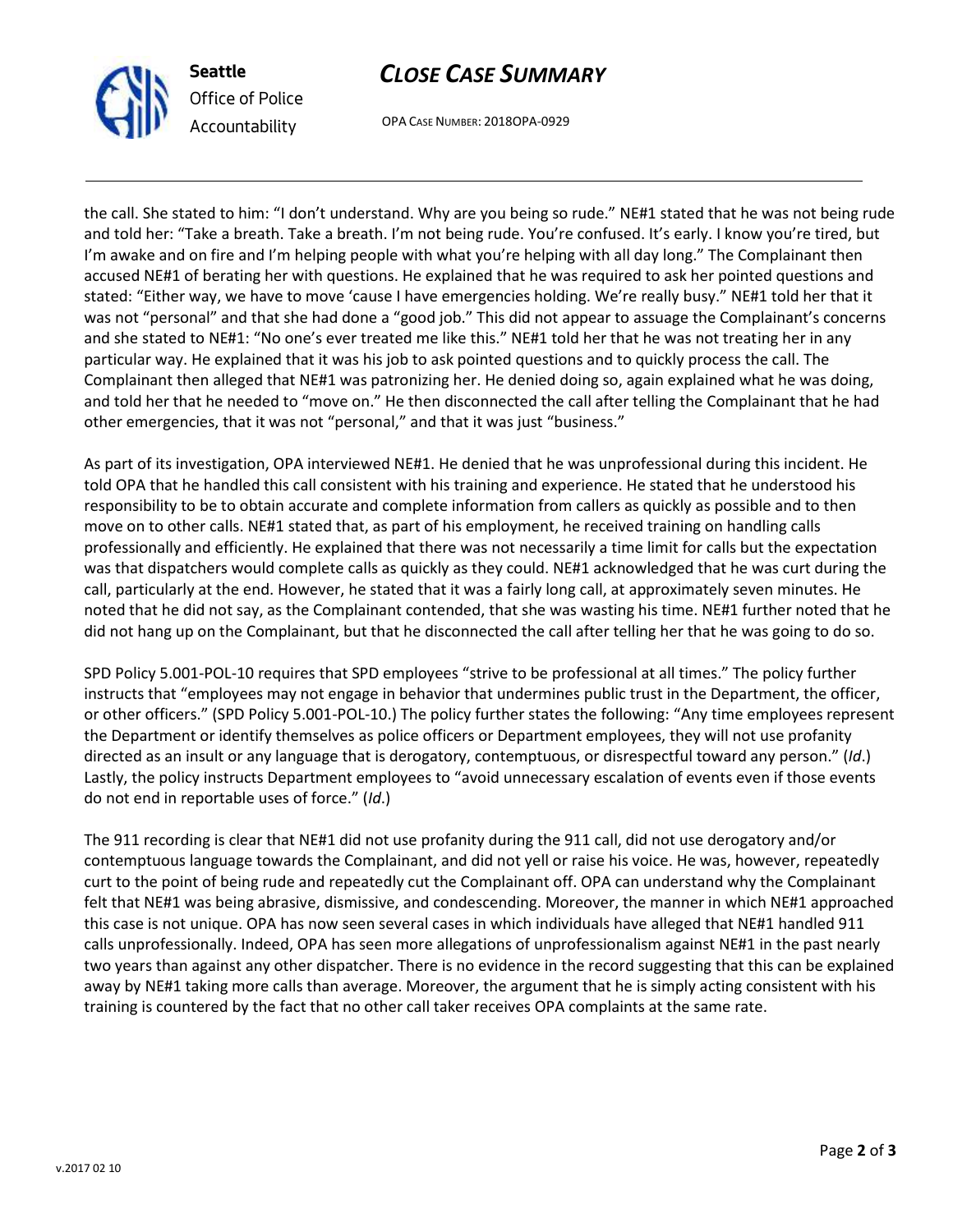the call. She stated to him: "I don't understand. Why are you being so rude." NE#1 stated that he was not being rude and told her: "Take a breath. Take a breath. I'm not being rude. You're confused. It's early. I know you're tired, but I'm awake and on fire and I'm helping people with what you're helping with all day long." The Complainant then accused NE#1 of berating her with questions. He explained that he was required to ask her pointed questions and stated: "Either way, we have to move 'cause I have emergencies holding. We're really busy." NE#1 told her that it was not "personal" and that she had done a "good job." This did not appear to assuage the Complainant's concerns and she stated to NE#1: "No one's ever treated me like this." NE#1 told her that he was not treating her in any particular way. He explained that it was his job to ask pointed questions and to quickly process the call. The Complainant then alleged that NE#1 was patronizing her. He denied doing so, again explained what he was doing, and told her that he needed to "move on." He then disconnected the call after telling the Complainant that he had other emergencies, that it was not "personal," and that it was just "business."

As part of its investigation, OPA interviewed NE#1. He denied that he was unprofessional during this incident. He told OPA that he handled this call consistent with his training and experience. He stated that he understood his responsibility to be to obtain accurate and complete information from callers as quickly as possible and to then move on to other calls. NE#1 stated that, as part of his employment, he received training on handling calls professionally and efficiently. He explained that there was not necessarily a time limit for calls but the expectation was that dispatchers would complete calls as quickly as they could. NE#1 acknowledged that he was curt during the call, particularly at the end. However, he stated that it was a fairly long call, at approximately seven minutes. He noted that he did not say, as the Complainant contended, that she was wasting his time. NE#1 further noted that he did not hang up on the Complainant, but that he disconnected the call after telling her that he was going to do so.

SPD Policy 5.001-POL-10 requires that SPD employees "strive to be professional at all times." The policy further instructs that "employees may not engage in behavior that undermines public trust in the Department, the officer, or other officers." (SPD Policy 5.001-POL-10.) The policy further states the following: "Any time employees represent the Department or identify themselves as police officers or Department employees, they will not use profanity directed as an insult or any language that is derogatory, contemptuous, or disrespectful toward any person." (*Id*.) Lastly, the policy instructs Department employees to "avoid unnecessary escalation of events even if those events do not end in reportable uses of force." (*Id*.)

The 911 recording is clear that NE#1 did not use profanity during the 911 call, did not use derogatory and/or contemptuous language towards the Complainant, and did not yell or raise his voice. He was, however, repeatedly curt to the point of being rude and repeatedly cut the Complainant off. OPA can understand why the Complainant felt that NE#1 was being abrasive, dismissive, and condescending. Moreover, the manner in which NE#1 approached this case is not unique. OPA has now seen several cases in which individuals have alleged that NE#1 handled 911 calls unprofessionally. Indeed, OPA has seen more allegations of unprofessionalism against NE#1 in the past nearly two years than against any other dispatcher. There is no evidence in the record suggesting that this can be explained away by NE#1 taking more calls than average. Moreover, the argument that he is simply acting consistent with his training is countered by the fact that no other call taker receives OPA complaints at the same rate.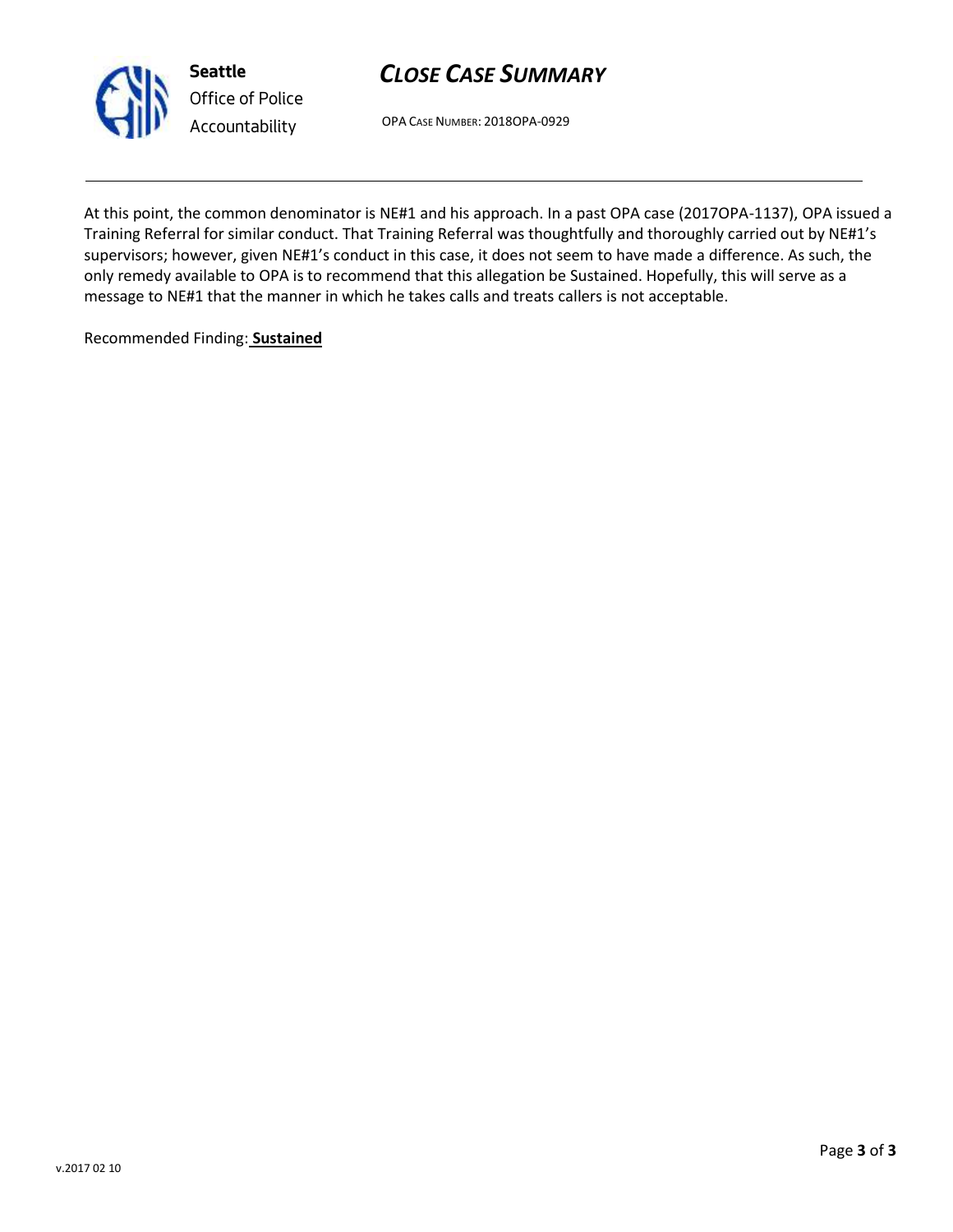At this point, the common denominator is NE#1 and his approach. In a past OPA case (2017OPA-1137), OPA issued a Training Referral for similar conduct. That Training Referral was thoughtfully and thoroughly carried out by NE#1's supervisors; however, given NE#1's conduct in this case, it does not seem to have made a difference. As such, the only remedy available to OPA is to recommend that this allegation be Sustained. Hopefully, this will serve as a message to NE#1 that the manner in which he takes calls and treats callers is not acceptable.

Recommended Finding: **Sustained**